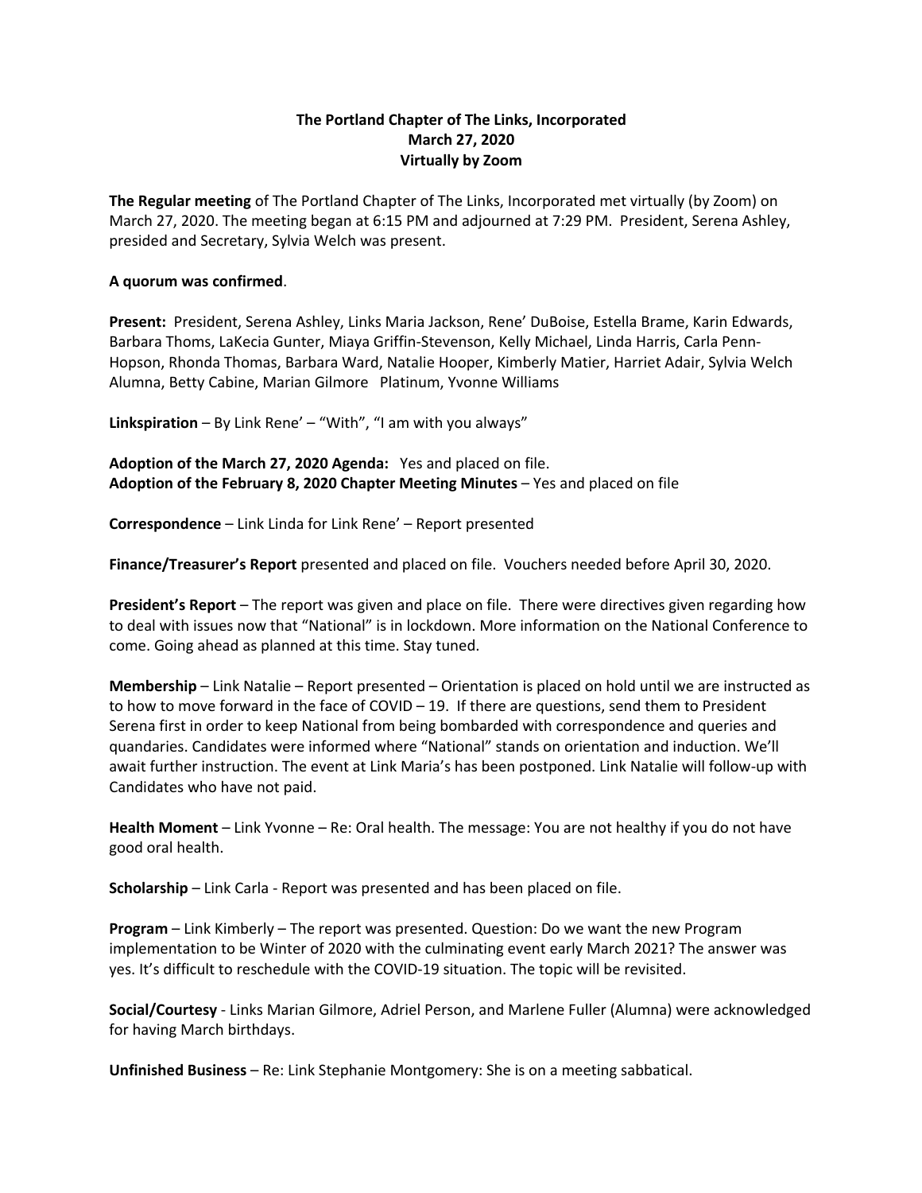**The Portland Chapter of The Links, Incorporated**
**March 27, 2020**
**Virtually by Zoom**

**The Regular meeting** of The Portland Chapter of The Links, Incorporated met virtually (by Zoom) on March 27, 2020. The meeting began at 6:15 PM and adjourned at 7:29 PM. President, Serena Ashley, presided and Secretary, Sylvia Welch was present.

**A quorum was confirmed**.

**Present:** President, Serena Ashley, Links Maria Jackson, Rene' DuBoise, Estella Brame, Karin Edwards, Barbara Thoms, LaKecia Gunter, Miaya Griffin-Stevenson, Kelly Michael, Linda Harris, Carla Penn-Hopson, Rhonda Thomas, Barbara Ward, Natalie Hooper, Kimberly Matier, Harriet Adair, Sylvia Welch Alumna, Betty Cabine, Marian Gilmore Platinum, Yvonne Williams

**Linkspiration** – By Link Rene' – "With", "I am with you always"

**Adoption of the March 27, 2020 Agenda:** Yes and placed on file.
**Adoption of the February 8, 2020 Chapter Meeting Minutes** – Yes and placed on file

**Correspondence** – Link Linda for Link Rene' – Report presented

**Finance/Treasurer's Report** presented and placed on file. Vouchers needed before April 30, 2020.

**President's Report** – The report was given and place on file. There were directives given regarding how to deal with issues now that "National" is in lockdown. More information on the National Conference to come. Going ahead as planned at this time. Stay tuned.

**Membership** – Link Natalie – Report presented – Orientation is placed on hold until we are instructed as to how to move forward in the face of COVID – 19. If there are questions, send them to President Serena first in order to keep National from being bombarded with correspondence and queries and quandaries. Candidates were informed where "National" stands on orientation and induction. We'll await further instruction. The event at Link Maria's has been postponed. Link Natalie will follow-up with Candidates who have not paid.

**Health Moment** – Link Yvonne – Re: Oral health. The message: You are not healthy if you do not have good oral health.

**Scholarship** – Link Carla - Report was presented and has been placed on file.

**Program** – Link Kimberly – The report was presented. Question: Do we want the new Program implementation to be Winter of 2020 with the culminating event early March 2021? The answer was yes. It's difficult to reschedule with the COVID-19 situation. The topic will be revisited.

**Social/Courtesy** - Links Marian Gilmore, Adriel Person, and Marlene Fuller (Alumna) were acknowledged for having March birthdays.

**Unfinished Business** – Re: Link Stephanie Montgomery: She is on a meeting sabbatical.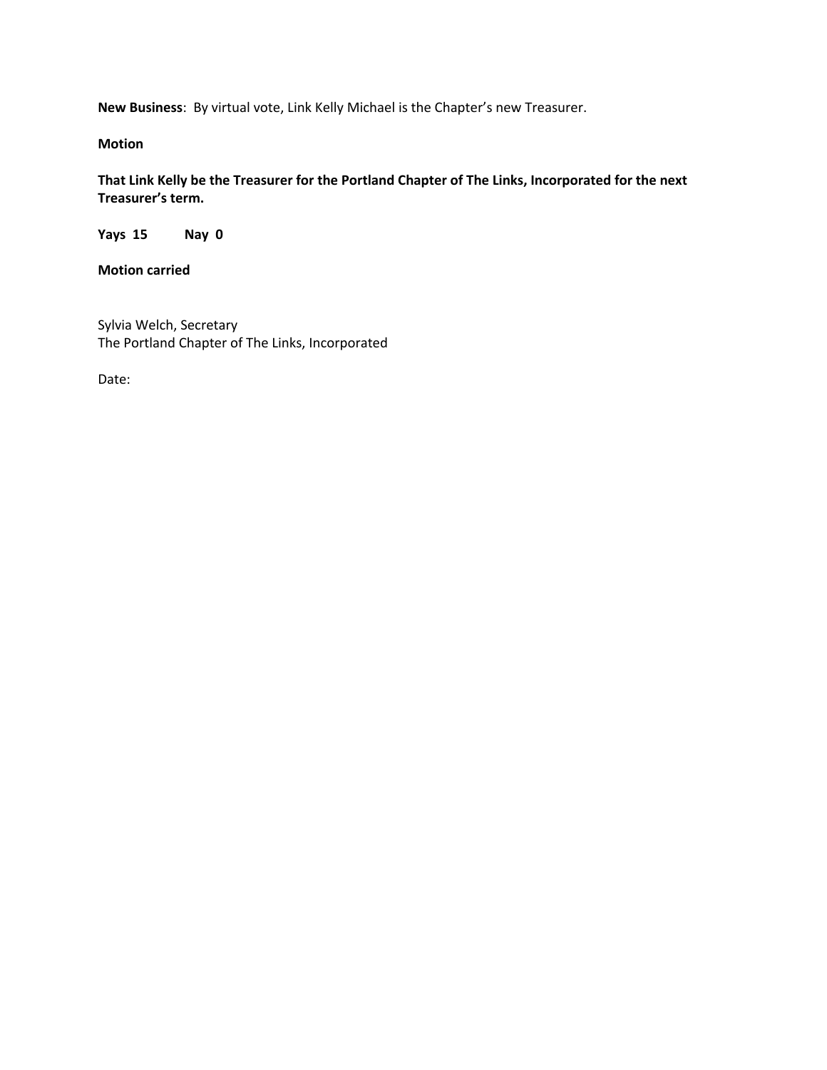**New Business**: By virtual vote, Link Kelly Michael is the Chapter's new Treasurer.

**Motion**

**That Link Kelly be the Treasurer for the Portland Chapter of The Links, Incorporated for the next Treasurer's term.**

**Yays 15 Nay 0**

**Motion carried**

Sylvia Welch, Secretary
The Portland Chapter of The Links, Incorporated

Date: